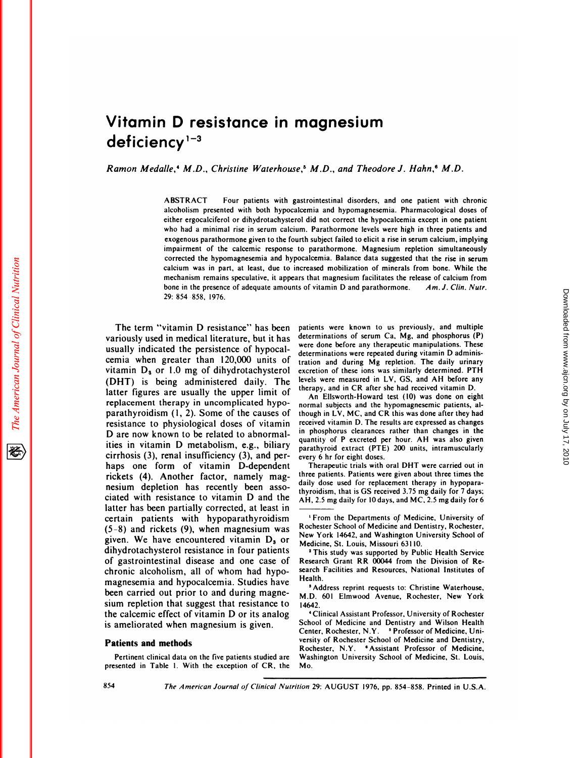# Vitamin D resistance in magnesium deficiency[1-3]

*Ramon Medalle,[4] M.D., Christine Waterhouse,[5] M.D., and Theodore J. Hahn,[6] M.D.*

ABSTRACT Four patients with gastrointestinal disorders, and one patient with chronic alcoholism presented with both hypocalcemia and hypomagnesemia. Pharmacological doses of either ergocalciferol or dihydrotachysterol did not correct the hypocalcemia except in one patient who had a minimal rise in serum calcium. Parathormone levels were high in three patients and exogenous parathormone given to the fourth subject failed to elicit a rise in serum calcium, implying impairment of the calcemic response to parathormone. Magnesium repletion simultaneously corrected the hypomagnesemia and hypocalcemia. Balance data suggested that the rise in serum calcium was in part, at least, due to increased mobilization of minerals from bone. While the mechanism remains speculative, it appears that magnesium facilitates the release of calcium from bone in the presence of adequate amounts of vitamin D and parathormone. *Am. J. Clin. Nutr.* 29: 854-858, 1976.

The term "vitamin D resistance" has been variously used in medical literature, but it has usually indicated the persistence of hypocalcemia when greater than 120,000 units of vitamin $D_3$ or 1.0 mg of dihydrotachysterol (DHT) is being administered daily. The latter figures are usually the upper limit of replacement therapy in uncomplicated hypoparathyroidism (1, 2). Some of the causes of resistance to physiological doses of vitamin D are now known to be related to abnormalities in vitamin D metabolism, e.g., biliary cirrhosis (3), renal insufficiency (3), and perhaps one form of vitamin D-dependent rickets (4). Another factor, namely magnesium depletion has recently been associated with resistance to vitamin D and the latter has been partially corrected, at least in certain patients with hypoparathyroidism (5-8) and rickets (9), when magnesium was given. We have encountered vitamin $D_3$ or dihydrotachysterol resistance in four patients of gastrointestinal disease and one case of chronic alcoholism, all of whom had hypomagnesemia and hypocalcemia. Studies have been carried out prior to and during magnesium repletion that suggest that resistance to the calcemic effect of vitamin D or its analog is ameliorated when magnesium is given.

## Patients and methods

Pertinent clinical data on the five patients studied are presented in Table 1. With the exception of CR, the patients were known to us previously, and multiple determinations of serum Ca, Mg, and phosphorus (P) were done before any therapeutic manipulations. These determinations were repeated during vitamin D administration and during Mg repletion. The daily urinary excretion of these ions was similarly determined. PTH levels were measured in LV, GS, and AH before any therapy, and in CR after she had received vitamin D.

An Ellsworth-Howard test (10) was done on eight normal subjects and the hypomagnesemic patients, although in LV, MC, and CR this was done after they had received vitamin D. The results are expressed as changes in phosphorus clearances rather than changes in the quantity of P excreted per hour. AH was also given parathyroid extract (PTE) 200 units, intramuscularly every 6 hr for eight doses.

Therapeutic trials with oral DHT were carried out in three patients. Patients were given about three times the daily dose used for replacement therapy in hypoparathyroidism, that is GS received 3.75 mg daily for 7 days; AH, 2.5 mg daily for 10 days, and MC, 2.5 mg daily for 6

---

[1] From the Departments of Medicine, University of Rochester School of Medicine and Dentistry, Rochester, New York 14642, and Washington University School of Medicine, St. Louis, Missouri 63110.

[2] This study was supported by Public Health Service Research Grant RR 00044 from the Division of Research Facilities and Resources, National Institutes of Health.

[3] Address reprint requests to: Christine Waterhouse, M.D. 601 Elmwood Avenue, Rochester, New York 14642.

[4] Clinical Assistant Professor, University of Rochester School of Medicine and Dentistry and Wilson Health Center, Rochester, N.Y. [5] Professor of Medicine, University of Rochester School of Medicine and Dentistry, Rochester, N.Y. [6] Assistant Professor of Medicine, Washington University School of Medicine, St. Louis, Mo.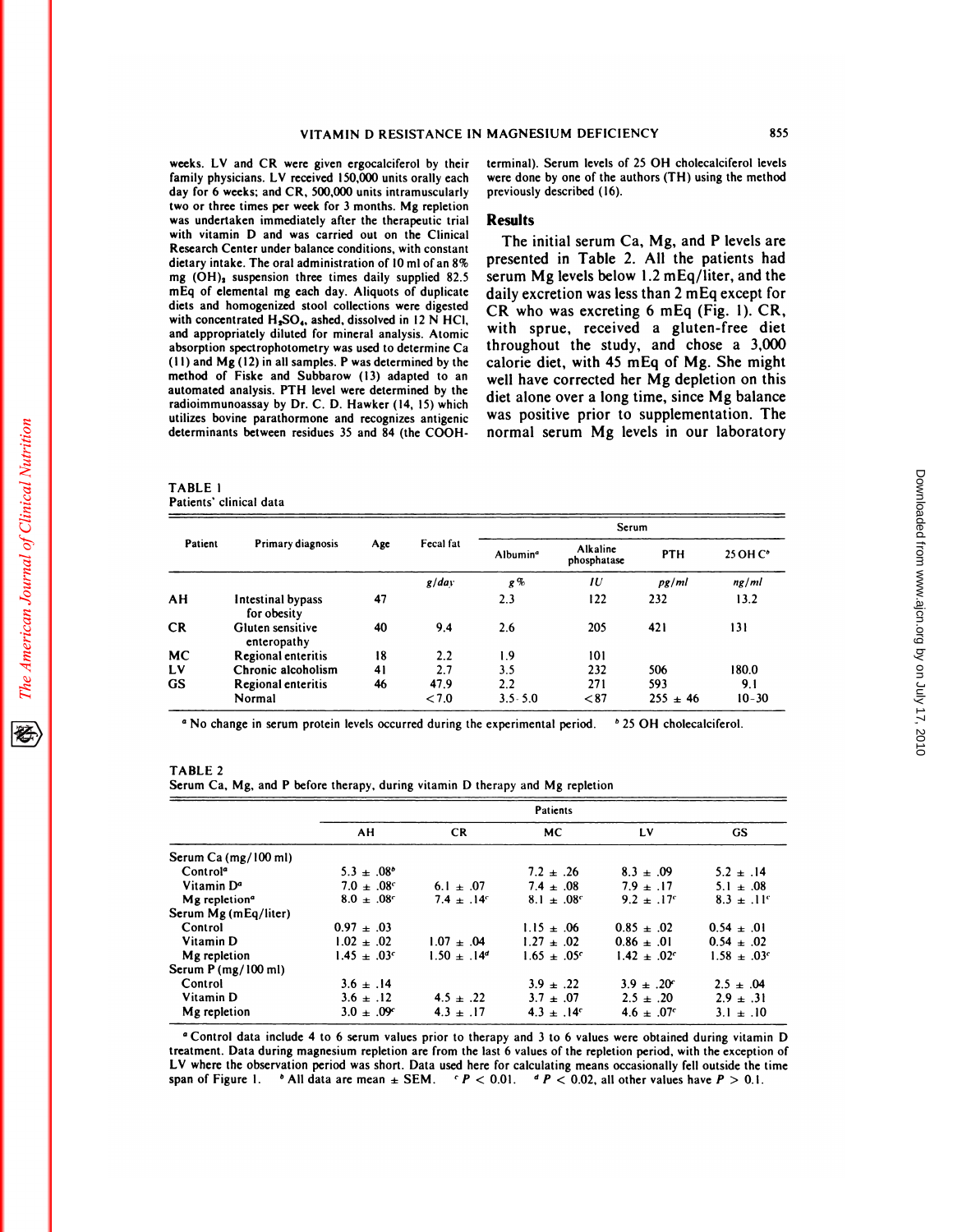weeks. LV and CR were given ergocalciferol by their family physicians. LV received 150,000 units orally each day for 6 weeks; and CR, 500,000 units intramuscularly two or three times per week for 3 months. Mg repletion was undertaken immediately after the therapeutic trial with vitamin D and was carried out on the Clinical Research Center under balance conditions, with constant dietary intake. The oral administration of 10 ml of an 8% mg $(OH)_2$ suspension three times daily supplied 82.5 mEq of elemental mg each day. Aliquots of duplicate diets and homogenized stool collections were digested with concentrated $H_2SO_4$, ashed, dissolved in 12 N HCl, and appropriately diluted for mineral analysis. Atomic absorption spectrophotometry was used to determine Ca (11) and Mg (12) in all samples. P was determined by the method of Fiske and Subbarow (13) adapted to an automated analysis. PTH level were determined by the radioimmunoassay by Dr. C. D. Hawker (14, 15) which utilizes bovine parathormone and recognizes antigenic determinants between residues 35 and 84 (the COOH-terminal). Serum levels of 25 OH cholecalciferol levels were done by one of the authors (TH) using the method previously described (16).

## Results

The initial serum Ca, Mg, and P levels are presented in Table 2. All the patients had serum Mg levels below 1.2 mEq/liter, and the daily excretion was less than 2 mEq except for CR who was excreting 6 mEq (Fig. 1). CR, with sprue, received a gluten-free diet throughout the study, and chose a 3,000 calorie diet, with 45 mEq of Mg. She might well have corrected her Mg depletion on this diet alone over a long time, since Mg balance was positive prior to supplementation. The normal serum Mg levels in our laboratory

TABLE 1
Patients' clinical data

| Patient | Primary diagnosis | Age | Fecal fat | Serum | | | |
|---|---|---|---|---|---|---|---|
| | | | | Albumin[a] | Alkaline phosphatase | PTH | 25 OH C[b] |
| | | | *g/day* | *g%* | *IU* | *pg/ml* | *ng/ml* |
| AH | Intestinal bypass for obesity | 47 | | 2.3 | 122 | 232 | 13.2 |
| CR | Gluten sensitive enteropathy | 40 | 9.4 | 2.6 | 205 | 421 | 131 |
| MC | Regional enteritis | 18 | 2.2 | 1.9 | 101 | | |
| LV | Chronic alcoholism | 41 | 2.7 | 3.5 | 232 | 506 | 180.0 |
| GS | Regional enteritis | 46 | 47.9 | 2.2 | 271 | 593 | 9.1 |
| | Normal | | <7.0 | 3.5–5.0 | <87 | 255 ± 46 | 10–30 |

[a] No change in serum protein levels occurred during the experimental period. [b] 25 OH cholecalciferol.

TABLE 2
Serum Ca, Mg, and P before therapy, during vitamin D therapy and Mg repletion

| | Patients | | | | |
|---|---|---|---|---|---|
| | AH | CR | MC | LV | GS |
| Serum Ca (mg/100 ml) | | | | | |
| Control[a] | 5.3 ± .08[b] | | 7.2 ± .26 | 8.3 ± .09 | 5.2 ± .14 |
| Vitamin D[a] | 7.0 ± .08[c] | 6.1 ± .07 | 7.4 ± .08 | 7.9 ± .17 | 5.1 ± .08 |
| Mg repletion[a] | 8.0 ± .08[c] | 7.4 ± .14[c] | 8.1 ± .08[c] | 9.2 ± .17[c] | 8.3 ± .11[c] |
| Serum Mg (mEq/liter) | | | | | |
| Control | 0.97 ± .03 | | 1.15 ± .06 | 0.85 ± .02 | 0.54 ± .01 |
| Vitamin D | 1.02 ± .02 | 1.07 ± .04 | 1.27 ± .02 | 0.86 ± .01 | 0.54 ± .02 |
| Mg repletion | 1.45 ± .03[c] | 1.50 ± .14[d] | 1.65 ± .05[c] | 1.42 ± .02[c] | 1.58 ± .03[c] |
| Serum P (mg/100 ml) | | | | | |
| Control | 3.6 ± .14 | | 3.9 ± .22 | 3.9 ± .20[c] | 2.5 ± .04 |
| Vitamin D | 3.6 ± .12 | 4.5 ± .22 | 3.7 ± .07 | 2.5 ± .20 | 2.9 ± .31 |
| Mg repletion | 3.0 ± .09[c] | 4.3 ± .17 | 4.3 ± .14[c] | 4.6 ± .07[c] | 3.1 ± .10 |

[a] Control data include 4 to 6 serum values prior to therapy and 3 to 6 values were obtained during vitamin D treatment. Data during magnesium repletion are from the last 6 values of the repletion period, with the exception of LV where the observation period was short. Data used here for calculating means occasionally fell outside the time span of Figure 1. [b] All data are mean ± SEM. [c] $P < 0.01$. [d] $P < 0.02$, all other values have $P > 0.1$.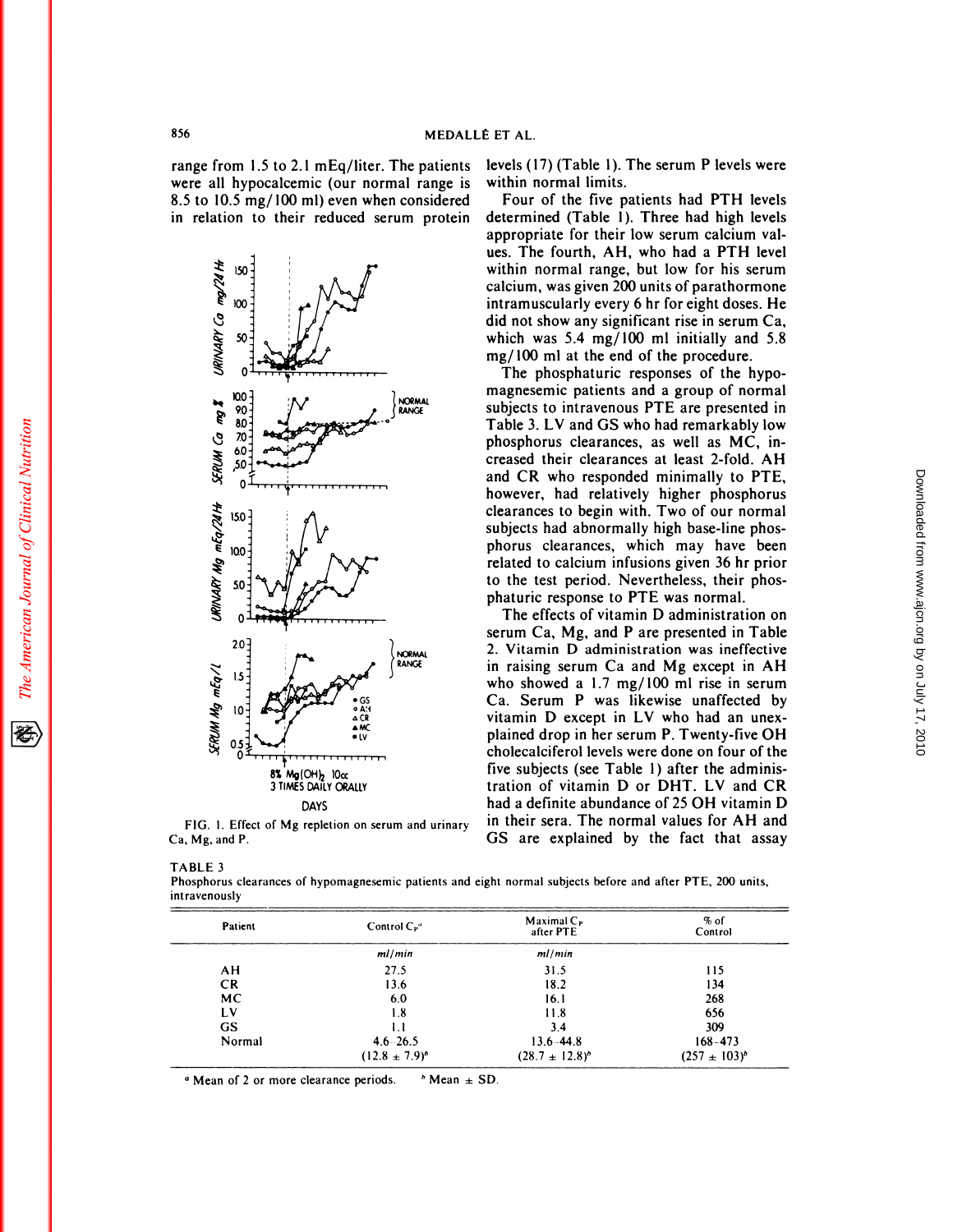range from 1.5 to 2.1 mEq/liter. The patients were all hypocalcemic (our normal range is 8.5 to 10.5 mg/100 ml) even when considered in relation to their reduced serum protein levels (17) (Table 1). The serum P levels were within normal limits.

FIG. 1. Effect of Mg repletion on serum and urinary Ca, Mg, and P.

Four of the five patients had PTH levels determined (Table 1). Three had high levels appropriate for their low serum calcium values. The fourth, AH, who had a PTH level within normal range, but low for his serum calcium, was given 200 units of parathormone intramuscularly every 6 hr for eight doses. He did not show any significant rise in serum Ca, which was 5.4 mg/100 ml initially and 5.8 mg/100 ml at the end of the procedure.

The phosphaturic responses of the hypomagnesemic patients and a group of normal subjects to intravenous PTE are presented in Table 3. LV and GS who had remarkably low phosphorus clearances, as well as MC, increased their clearances at least 2-fold. AH and CR who responded minimally to PTE, however, had relatively higher phosphorus clearances to begin with. Two of our normal subjects had abnormally high base-line phosphorus clearances, which may have been related to calcium infusions given 36 hr prior to the test period. Nevertheless, their phosphaturic response to PTE was normal.

The effects of vitamin D administration on serum Ca, Mg, and P are presented in Table 2. Vitamin D administration was ineffective in raising serum Ca and Mg except in AH who showed a 1.7 mg/100 ml rise in serum Ca. Serum P was likewise unaffected by vitamin D except in LV who had an unexplained drop in her serum P. Twenty-five OH cholecalciferol levels were done on four of the five subjects (see Table 1) after the administration of vitamin D or DHT. LV and CR had a definite abundance of 25 OH vitamin D in their sera. The normal values for AH and GS are explained by the fact that assay

TABLE 3

Phosphorus clearances of hypomagnesemic patients and eight normal subjects before and after PTE, 200 units, intravenously

| Patient | Control $C_P$[a] | Maximal $C_P$ after PTE | % of Control |
|---|---|---|---|
| | *ml/min* | *ml/min* | |
| AH | 27.5 | 31.5 | 115 |
| CR | 13.6 | 18.2 | 134 |
| MC | 6.0 | 16.1 | 268 |
| LV | 1.8 | 11.8 | 656 |
| GS | 1.1 | 3.4 | 309 |
| Normal | 4.6–26.5 | 13.6–44.8 | 168–473 |
| | (12.8 ± 7.9)[b] | (28.7 ± 12.8)[b] | (257 ± 103)[b] |

[a] Mean of 2 or more clearance periods. [b] Mean ± SD.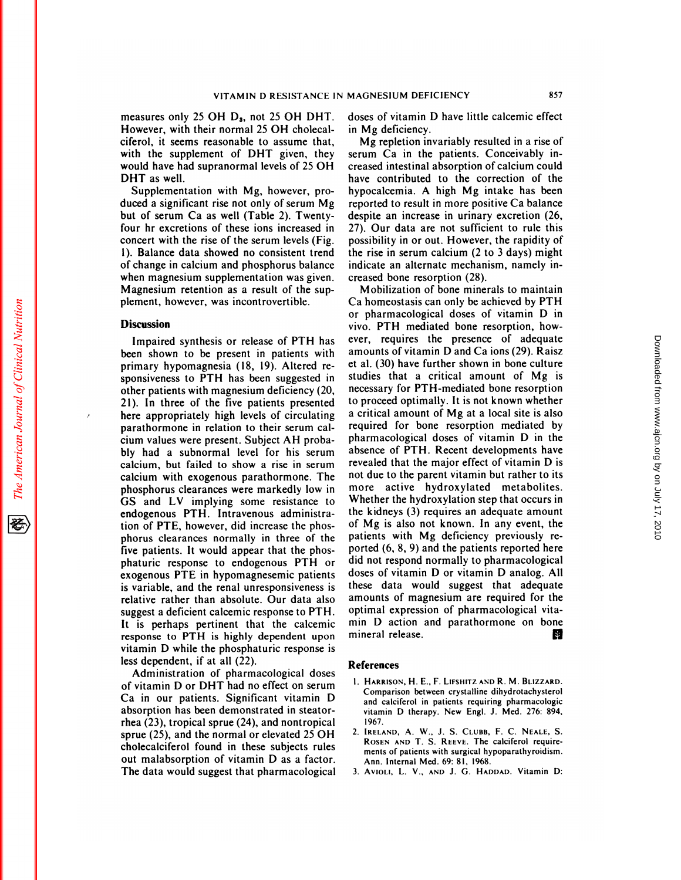measures only 25 OH $D_3$, not 25 OH DHT. However, with their normal 25 OH cholecalciferol, it seems reasonable to assume that, with the supplement of DHT given, they would have had supranormal levels of 25 OH DHT as well.

Supplementation with Mg, however, produced a significant rise not only of serum Mg but of serum Ca as well (Table 2). Twenty-four hr excretions of these ions increased in concert with the rise of the serum levels (Fig. 1). Balance data showed no consistent trend of change in calcium and phosphorus balance when magnesium supplementation was given. Magnesium retention as a result of the supplement, however, was incontrovertible.

## Discussion

Impaired synthesis or release of PTH has been shown to be present in patients with primary hypomagnesia (18, 19). Altered responsiveness to PTH has been suggested in other patients with magnesium deficiency (20, 21). In three of the five patients presented here appropriately high levels of circulating parathormone in relation to their serum calcium values were present. Subject AH probably had a subnormal level for his serum calcium, but failed to show a rise in serum calcium with exogenous parathormone. The phosphorus clearances were markedly low in GS and LV implying some resistance to endogenous PTH. Intravenous administration of PTE, however, did increase the phosphorus clearances normally in three of the five patients. It would appear that the phosphaturic response to endogenous PTH or exogenous PTE in hypomagnesemic patients is variable, and the renal unresponsiveness is relative rather than absolute. Our data also suggest a deficient calcemic response to PTH. It is perhaps pertinent that the calcemic response to PTH is highly dependent upon vitamin D while the phosphaturic response is less dependent, if at all (22).

Administration of pharmacological doses of vitamin D or DHT had no effect on serum Ca in our patients. Significant vitamin D absorption has been demonstrated in steatorrhea (23), tropical sprue (24), and nontropical sprue (25), and the normal or elevated 25 OH cholecalciferol found in these subjects rules out malabsorption of vitamin D as a factor. The data would suggest that pharmacological doses of vitamin D have little calcemic effect in Mg deficiency.

Mg repletion invariably resulted in a rise of serum Ca in the patients. Conceivably increased intestinal absorption of calcium could have contributed to the correction of the hypocalcemia. A high Mg intake has been reported to result in more positive Ca balance despite an increase in urinary excretion (26, 27). Our data are not sufficient to rule this possibility in or out. However, the rapidity of the rise in serum calcium (2 to 3 days) might indicate an alternate mechanism, namely increased bone resorption (28).

Mobilization of bone minerals to maintain Ca homeostasis can only be achieved by PTH or pharmacological doses of vitamin D in vivo. PTH mediated bone resorption, however, requires the presence of adequate amounts of vitamin D and Ca ions (29). Raisz et al. (30) have further shown in bone culture studies that a critical amount of Mg is necessary for PTH-mediated bone resorption to proceed optimally. It is not known whether a critical amount of Mg at a local site is also required for bone resorption mediated by pharmacological doses of vitamin D in the absence of PTH. Recent developments have revealed that the major effect of vitamin D is not due to the parent vitamin but rather to its more active hydroxylated metabolites. Whether the hydroxylation step that occurs in the kidneys (3) requires an adequate amount of Mg is also not known. In any event, the patients with Mg deficiency previously reported (6, 8, 9) and the patients reported here did not respond normally to pharmacological doses of vitamin D or vitamin D analog. All these data would suggest that adequate amounts of magnesium are required for the optimal expression of pharmacological vitamin D action and parathormone on bone mineral release.

## References

1. Harrison, H. E., F. Lifshitz and R. M. Blizzard. Comparison between crystalline dihydrotachysterol and calciferol in patients requiring pharmacologic vitamin D therapy. New Engl. J. Med. 276: 894, 1967.
2. Ireland, A. W., J. S. Clubb, F. C. Neale, S. Rosen and T. S. Reeve. The calciferol requirements of patients with surgical hypoparathyroidism. Ann. Internal Med. 69: 81, 1968.
3. Avioli, L. V., and J. G. Haddad. Vitamin D: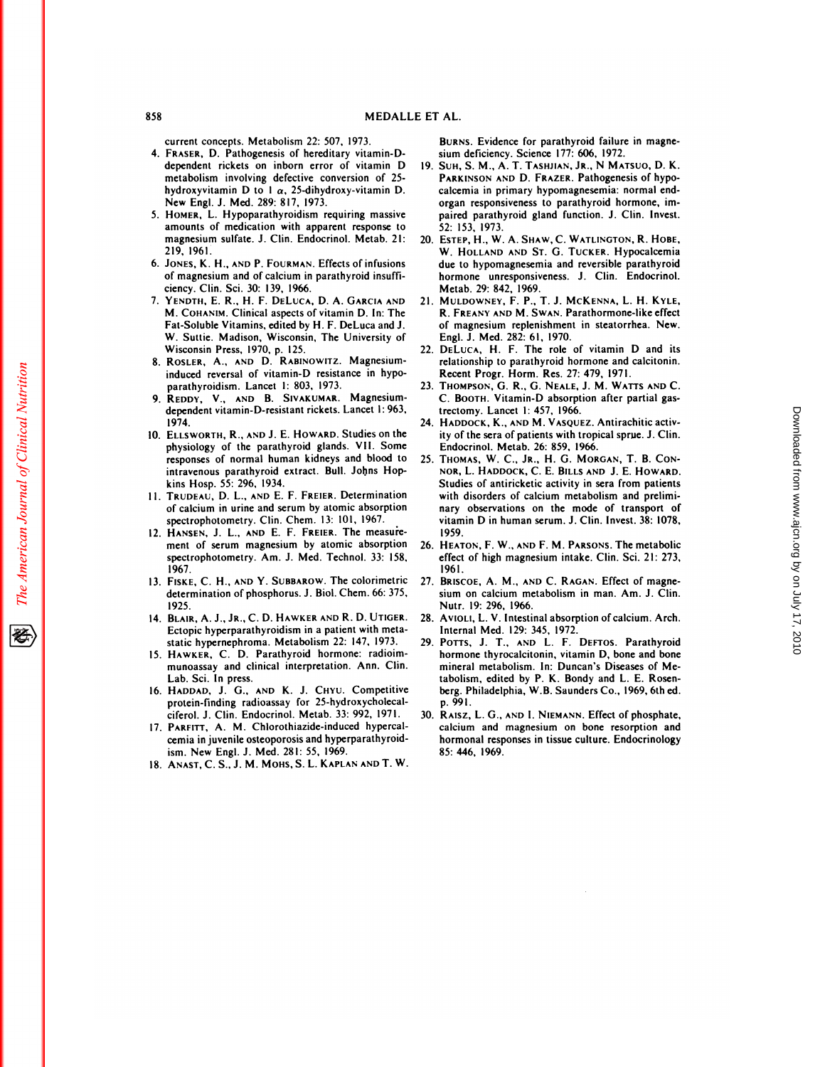current concepts. Metabolism 22: 507, 1973.

4. Fraser, D. Pathogenesis of hereditary vitamin-D-dependent rickets on inborn error of vitamin D metabolism involving defective conversion of 25-hydroxyvitamin D to 1 α, 25-dihydroxy-vitamin D. New Engl. J. Med. 289: 817, 1973.
5. Homer, L. Hypoparathyroidism requiring massive amounts of medication with apparent response to magnesium sulfate. J. Clin. Endocrinol. Metab. 21: 219, 1961.
6. Jones, K. H., and P. Fourman. Effects of infusions of magnesium and of calcium in parathyroid insufficiency. Clin. Sci. 30: 139, 1966.
7. Yendth, E. R., H. F. DeLuca, D. A. Garcia and M. Cohanim. Clinical aspects of vitamin D. In: The Fat-Soluble Vitamins, edited by H. F. DeLuca and J. W. Suttie. Madison, Wisconsin, The University of Wisconsin Press, 1970, p. 125.
8. Rosler, A., and D. Rabinowitz. Magnesium-induced reversal of vitamin-D resistance in hypoparathyroidism. Lancet 1: 803, 1973.
9. Reddy, V., and B. Sivakumar. Magnesium-dependent vitamin-D-resistant rickets. Lancet 1: 963, 1974.
10. Ellsworth, R., and J. E. Howard. Studies on the physiology of the parathyroid glands. VII. Some responses of normal human kidneys and blood to intravenous parathyroid extract. Bull. Johns Hopkins Hosp. 55: 296, 1934.
11. Trudeau, D. L., and E. F. Freier. Determination of calcium in urine and serum by atomic absorption spectrophotometry. Clin. Chem. 13: 101, 1967.
12. Hansen, J. L., and E. F. Freier. The measurement of serum magnesium by atomic absorption spectrophotometry. Am. J. Med. Technol. 33: 158, 1967.
13. Fiske, C. H., and Y. Subbarow. The colorimetric determination of phosphorus. J. Biol. Chem. 66: 375, 1925.
14. Blair, A. J., Jr., C. D. Hawker and R. D. Utiger. Ectopic hyperparathyroidism in a patient with metastatic hypernephroma. Metabolism 22: 147, 1973.
15. Hawker, C. D. Parathyroid hormone: radioimmunoassay and clinical interpretation. Ann. Clin. Lab. Sci. In press.
16. Haddad, J. G., and K. J. Chyu. Competitive protein-finding radioassay for 25-hydroxycholecalciferol. J. Clin. Endocrinol. Metab. 33: 992, 1971.
17. Parfitt, A. M. Chlorothiazide-induced hypercalcemia in juvenile osteoporosis and hyperparathyroidism. New Engl. J. Med. 281: 55, 1969.
18. Anast, C. S., J. M. Mohs, S. L. Kaplan and T. W. Burns. Evidence for parathyroid failure in magnesium deficiency. Science 177: 606, 1972.
19. Suh, S. M., A. T. Tashjian, Jr., N Matsuo, D. K. Parkinson and D. Frazer. Pathogenesis of hypocalcemia in primary hypomagnesemia: normal end-organ responsiveness to parathyroid hormone, impaired parathyroid gland function. J. Clin. Invest. 52: 153, 1973.
20. Estep, H., W. A. Shaw, C. Watlington, R. Hobe, W. Holland and St. G. Tucker. Hypocalcemia due to hypomagnesemia and reversible parathyroid hormone unresponsiveness. J. Clin. Endocrinol. Metab. 29: 842, 1969.
21. Muldowney, F. P., T. J. McKenna, L. H. Kyle, R. Freany and M. Swan. Parathormone-like effect of magnesium replenishment in steatorrhea. New. Engl. J. Med. 282: 61, 1970.
22. DeLuca, H. F. The role of vitamin D and its relationship to parathyroid hormone and calcitonin. Recent Progr. Horm. Res. 27: 479, 1971.
23. Thompson, G. R., G. Neale, J. M. Watts and C. C. Booth. Vitamin-D absorption after partial gastrectomy. Lancet 1: 457, 1966.
24. Haddock, K., and M. Vasquez. Antirachitic activity of the sera of patients with tropical sprue. J. Clin. Endocrinol. Metab. 26: 859, 1966.
25. Thomas, W. C., Jr., H. G. Morgan, T. B. Connor, L. Haddock, C. E. Bills and J. E. Howard. Studies of antiricketic activity in sera from patients with disorders of calcium metabolism and preliminary observations on the mode of transport of vitamin D in human serum. J. Clin. Invest. 38: 1078, 1959.
26. Heaton, F. W., and F. M. Parsons. The metabolic effect of high magnesium intake. Clin. Sci. 21: 273, 1961.
27. Briscoe, A. M., and C. Ragan. Effect of magnesium on calcium metabolism in man. Am. J. Clin. Nutr. 19: 296, 1966.
28. Avioli, L. V. Intestinal absorption of calcium. Arch. Internal Med. 129: 345, 1972.
29. Potts, J. T., and L. F. Deftos. Parathyroid hormone thyrocalcitonin, vitamin D, bone and bone mineral metabolism. In: Duncan's Diseases of Metabolism, edited by P. K. Bondy and L. E. Rosenberg. Philadelphia, W.B. Saunders Co., 1969, 6th ed. p. 991.
30. Raisz, L. G., and I. Niemann. Effect of phosphate, calcium and magnesium on bone resorption and hormonal responses in tissue culture. Endocrinology 85: 446, 1969.